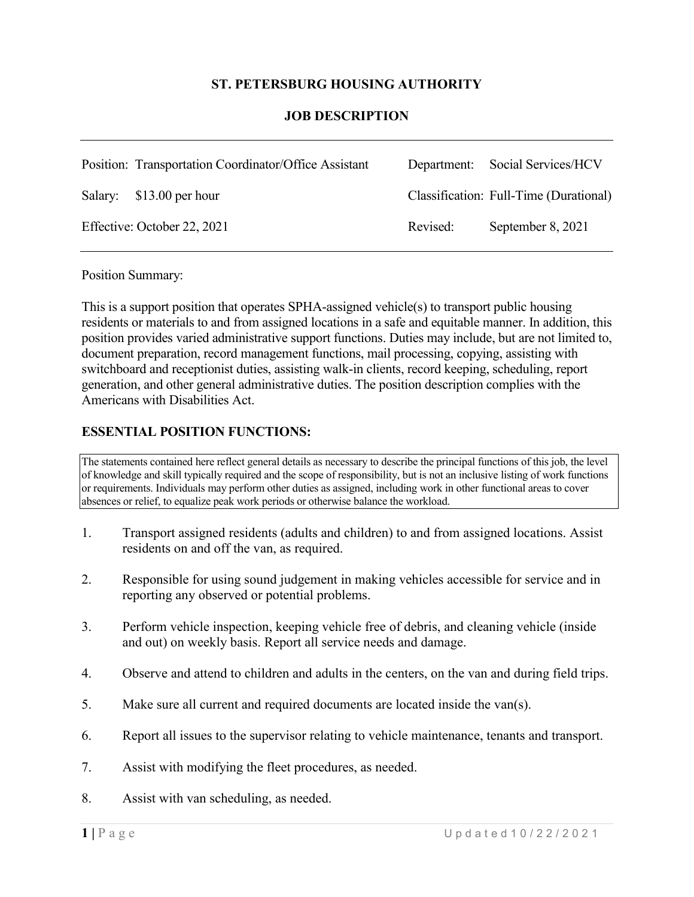# ST. PETERSBURG HOUSING AUTHORITY

## JOB DESCRIPTION

| | | | |
|---|---|---|---|
| Position: | Transportation Coordinator/Office Assistant | Department: | Social Services/HCV |
| Salary: | $13.00 per hour | Classification: | Full-Time (Durational) |
| Effective: | October 22, 2021 | Revised: | September 8, 2021 |

Position Summary:

This is a support position that operates SPHA-assigned vehicle(s) to transport public housing residents or materials to and from assigned locations in a safe and equitable manner. In addition, this position provides varied administrative support functions. Duties may include, but are not limited to, document preparation, record management functions, mail processing, copying, assisting with switchboard and receptionist duties, assisting walk-in clients, record keeping, scheduling, report generation, and other general administrative duties. The position description complies with the Americans with Disabilities Act.

**ESSENTIAL POSITION FUNCTIONS:**

The statements contained here reflect general details as necessary to describe the principal functions of this job, the level of knowledge and skill typically required and the scope of responsibility, but is not an inclusive listing of work functions or requirements. Individuals may perform other duties as assigned, including work in other functional areas to cover absences or relief, to equalize peak work periods or otherwise balance the workload.

1. Transport assigned residents (adults and children) to and from assigned locations. Assist residents on and off the van, as required.
2. Responsible for using sound judgement in making vehicles accessible for service and in reporting any observed or potential problems.
3. Perform vehicle inspection, keeping vehicle free of debris, and cleaning vehicle (inside and out) on weekly basis. Report all service needs and damage.
4. Observe and attend to children and adults in the centers, on the van and during field trips.
5. Make sure all current and required documents are located inside the van(s).
6. Report all issues to the supervisor relating to vehicle maintenance, tenants and transport.
7. Assist with modifying the fleet procedures, as needed.
8. Assist with van scheduling, as needed.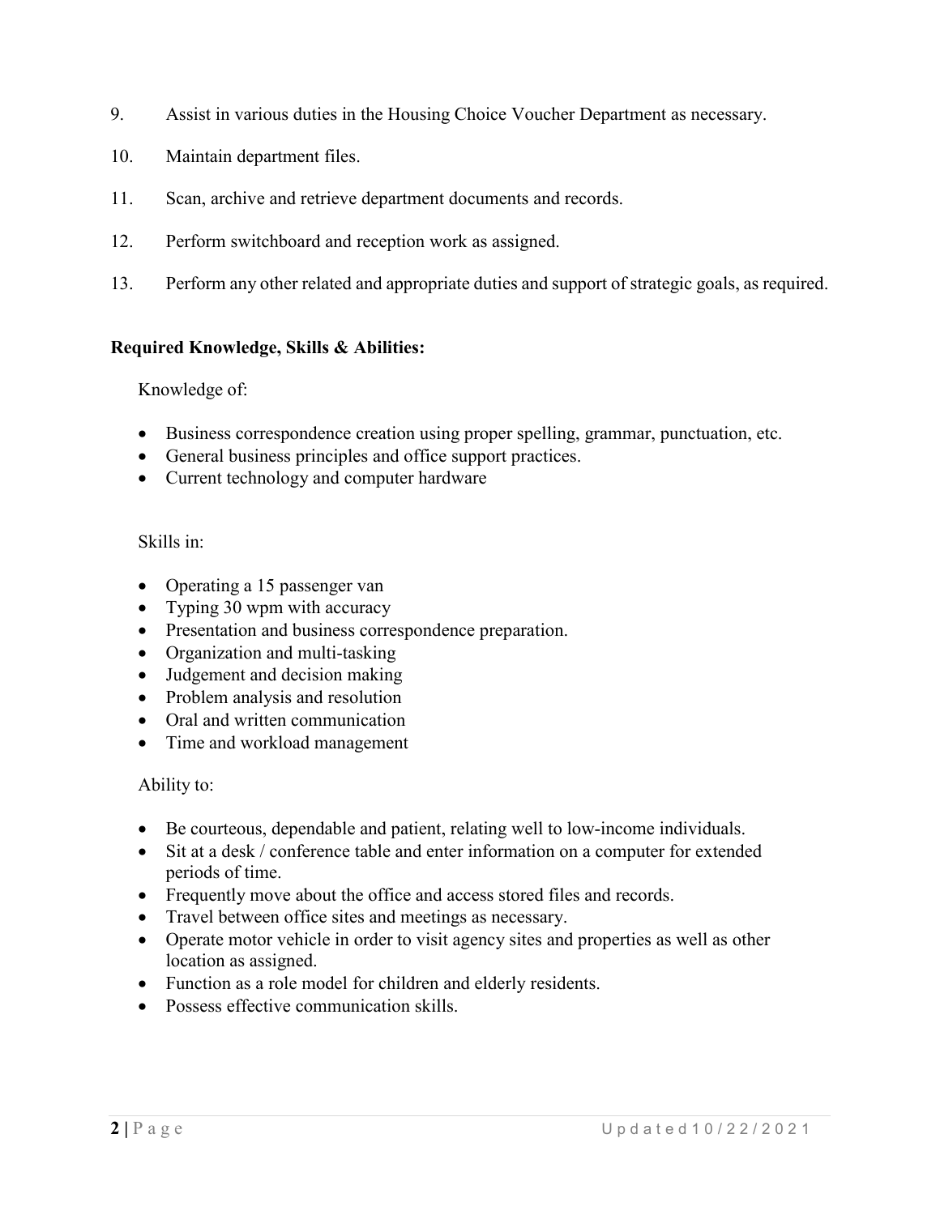9. Assist in various duties in the Housing Choice Voucher Department as necessary.

10. Maintain department files.

11. Scan, archive and retrieve department documents and records.

12. Perform switchboard and reception work as assigned.

13. Perform any other related and appropriate duties and support of strategic goals, as required.

**Required Knowledge, Skills & Abilities:**

Knowledge of:

- Business correspondence creation using proper spelling, grammar, punctuation, etc.
- General business principles and office support practices.
- Current technology and computer hardware

Skills in:

- Operating a 15 passenger van
- Typing 30 wpm with accuracy
- Presentation and business correspondence preparation.
- Organization and multi-tasking
- Judgement and decision making
- Problem analysis and resolution
- Oral and written communication
- Time and workload management

Ability to:

- Be courteous, dependable and patient, relating well to low-income individuals.
- Sit at a desk / conference table and enter information on a computer for extended periods of time.
- Frequently move about the office and access stored files and records.
- Travel between office sites and meetings as necessary.
- Operate motor vehicle in order to visit agency sites and properties as well as other location as assigned.
- Function as a role model for children and elderly residents.
- Possess effective communication skills.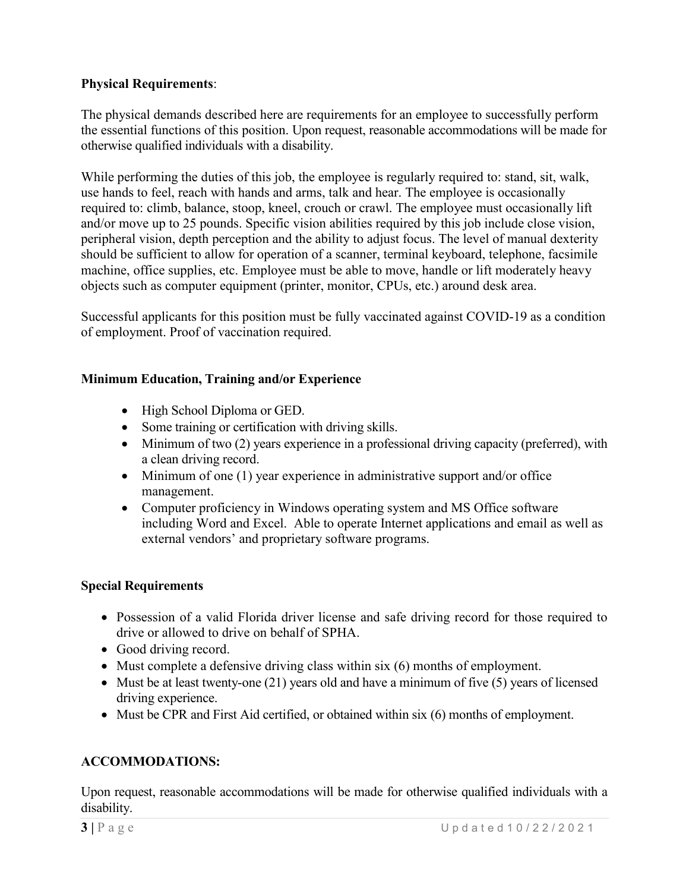**Physical Requirements**:

The physical demands described here are requirements for an employee to successfully perform the essential functions of this position. Upon request, reasonable accommodations will be made for otherwise qualified individuals with a disability.

While performing the duties of this job, the employee is regularly required to: stand, sit, walk, use hands to feel, reach with hands and arms, talk and hear. The employee is occasionally required to: climb, balance, stoop, kneel, crouch or crawl. The employee must occasionally lift and/or move up to 25 pounds. Specific vision abilities required by this job include close vision, peripheral vision, depth perception and the ability to adjust focus. The level of manual dexterity should be sufficient to allow for operation of a scanner, terminal keyboard, telephone, facsimile machine, office supplies, etc. Employee must be able to move, handle or lift moderately heavy objects such as computer equipment (printer, monitor, CPUs, etc.) around desk area.

Successful applicants for this position must be fully vaccinated against COVID-19 as a condition of employment. Proof of vaccination required.

**Minimum Education, Training and/or Experience**

- High School Diploma or GED.
- Some training or certification with driving skills.
- Minimum of two (2) years experience in a professional driving capacity (preferred), with a clean driving record.
- Minimum of one (1) year experience in administrative support and/or office management.
- Computer proficiency in Windows operating system and MS Office software including Word and Excel. Able to operate Internet applications and email as well as external vendors' and proprietary software programs.

**Special Requirements**

- Possession of a valid Florida driver license and safe driving record for those required to drive or allowed to drive on behalf of SPHA.
- Good driving record.
- Must complete a defensive driving class within six (6) months of employment.
- Must be at least twenty-one (21) years old and have a minimum of five (5) years of licensed driving experience.
- Must be CPR and First Aid certified, or obtained within six (6) months of employment.

**ACCOMMODATIONS:**

Upon request, reasonable accommodations will be made for otherwise qualified individuals with a disability.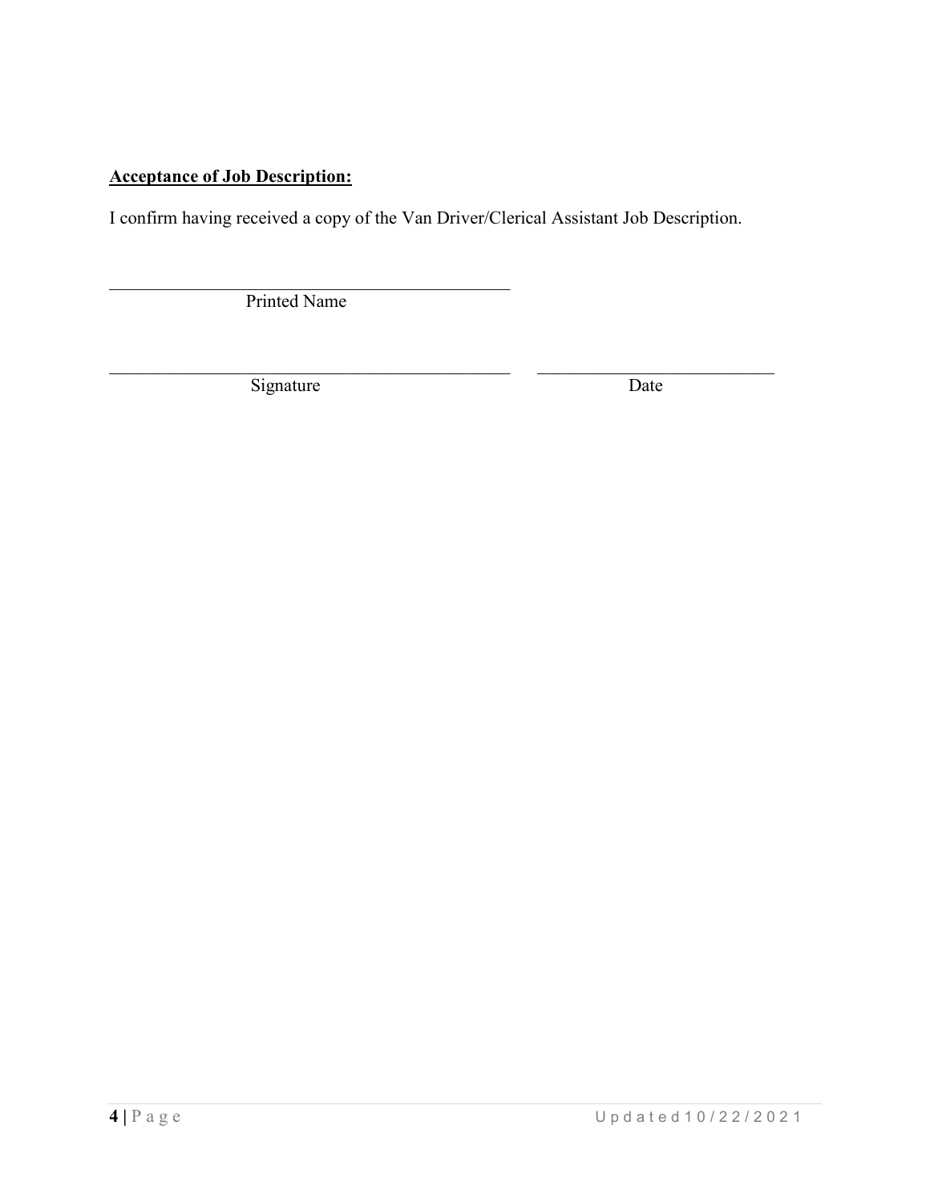**Acceptance of Job Description:**

I confirm having received a copy of the Van Driver/Clerical Assistant Job Description.

\_\_\_\_\_\_\_\_\_\_\_\_\_\_\_\_\_\_\_\_\_\_\_\_\_\_\_\_\_\_\_\_\_\_\_\_\_\_\_\_
Printed Name

\_\_\_\_\_\_\_\_\_\_\_\_\_\_\_\_\_\_\_\_\_\_\_\_\_\_\_\_\_\_\_\_\_\_\_\_\_\_\_\_ \_\_\_\_\_\_\_\_\_\_\_\_\_\_\_\_\_\_\_\_\_\_\_\_
Signature Date